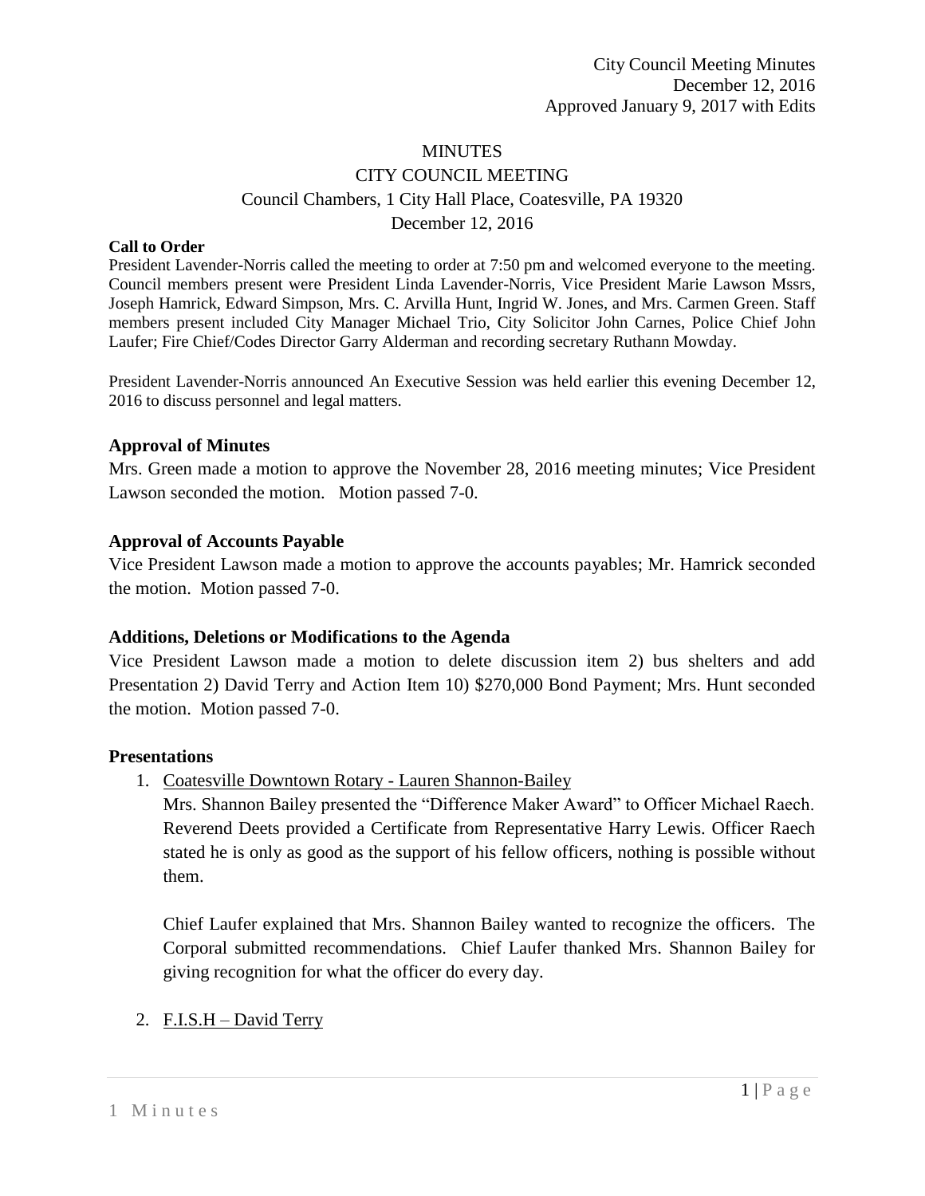City Council Meeting Minutes
December 12, 2016
Approved January 9, 2017 with Edits

# MINUTES
## CITY COUNCIL MEETING
Council Chambers, 1 City Hall Place, Coatesville, PA 19320
December 12, 2016

**Call to Order**

President Lavender-Norris called the meeting to order at 7:50 pm and welcomed everyone to the meeting. Council members present were President Linda Lavender-Norris, Vice President Marie Lawson Mssrs, Joseph Hamrick, Edward Simpson, Mrs. C. Arvilla Hunt, Ingrid W. Jones, and Mrs. Carmen Green. Staff members present included City Manager Michael Trio, City Solicitor John Carnes, Police Chief John Laufer; Fire Chief/Codes Director Garry Alderman and recording secretary Ruthann Mowday.

President Lavender-Norris announced An Executive Session was held earlier this evening December 12, 2016 to discuss personnel and legal matters.

**Approval of Minutes**

Mrs. Green made a motion to approve the November 28, 2016 meeting minutes; Vice President Lawson seconded the motion. Motion passed 7-0.

**Approval of Accounts Payable**

Vice President Lawson made a motion to approve the accounts payables; Mr. Hamrick seconded the motion. Motion passed 7-0.

**Additions, Deletions or Modifications to the Agenda**

Vice President Lawson made a motion to delete discussion item 2) bus shelters and add Presentation 2) David Terry and Action Item 10) $270,000 Bond Payment; Mrs. Hunt seconded the motion. Motion passed 7-0.

**Presentations**

1. Coatesville Downtown Rotary - Lauren Shannon-Bailey

   Mrs. Shannon Bailey presented the "Difference Maker Award" to Officer Michael Raech. Reverend Deets provided a Certificate from Representative Harry Lewis. Officer Raech stated he is only as good as the support of his fellow officers, nothing is possible without them.

   Chief Laufer explained that Mrs. Shannon Bailey wanted to recognize the officers. The Corporal submitted recommendations. Chief Laufer thanked Mrs. Shannon Bailey for giving recognition for what the officer do every day.

2. F.I.S.H – David Terry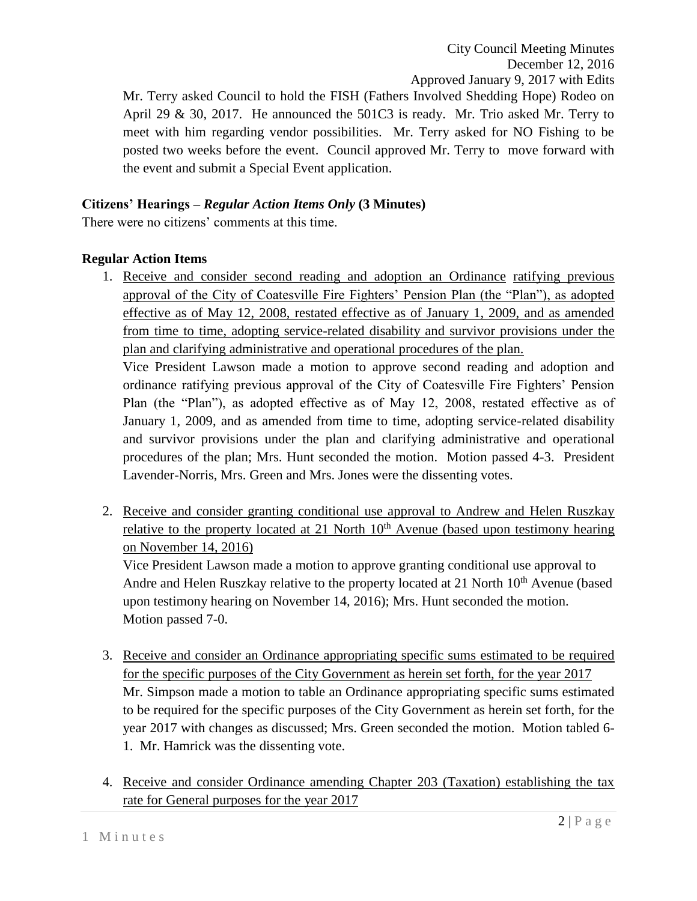Mr. Terry asked Council to hold the FISH (Fathers Involved Shedding Hope) Rodeo on April 29 & 30, 2017. He announced the 501C3 is ready. Mr. Trio asked Mr. Terry to meet with him regarding vendor possibilities. Mr. Terry asked for NO Fishing to be posted two weeks before the event. Council approved Mr. Terry to move forward with the event and submit a Special Event application.

**Citizens' Hearings – *Regular Action Items Only* (3 Minutes)**

There were no citizens' comments at this time.

**Regular Action Items**

1. Receive and consider second reading and adoption an Ordinance ratifying previous approval of the City of Coatesville Fire Fighters' Pension Plan (the "Plan"), as adopted effective as of May 12, 2008, restated effective as of January 1, 2009, and as amended from time to time, adopting service-related disability and survivor provisions under the plan and clarifying administrative and operational procedures of the plan.

   Vice President Lawson made a motion to approve second reading and adoption and ordinance ratifying previous approval of the City of Coatesville Fire Fighters' Pension Plan (the "Plan"), as adopted effective as of May 12, 2008, restated effective as of January 1, 2009, and as amended from time to time, adopting service-related disability and survivor provisions under the plan and clarifying administrative and operational procedures of the plan; Mrs. Hunt seconded the motion. Motion passed 4-3. President Lavender-Norris, Mrs. Green and Mrs. Jones were the dissenting votes.

2. Receive and consider granting conditional use approval to Andrew and Helen Ruszkay relative to the property located at 21 North 10th Avenue (based upon testimony hearing on November 14, 2016)

   Vice President Lawson made a motion to approve granting conditional use approval to Andre and Helen Ruszkay relative to the property located at 21 North 10th Avenue (based upon testimony hearing on November 14, 2016); Mrs. Hunt seconded the motion. Motion passed 7-0.

3. Receive and consider an Ordinance appropriating specific sums estimated to be required for the specific purposes of the City Government as herein set forth, for the year 2017

   Mr. Simpson made a motion to table an Ordinance appropriating specific sums estimated to be required for the specific purposes of the City Government as herein set forth, for the year 2017 with changes as discussed; Mrs. Green seconded the motion. Motion tabled 6-1. Mr. Hamrick was the dissenting vote.

4. Receive and consider Ordinance amending Chapter 203 (Taxation) establishing the tax rate for General purposes for the year 2017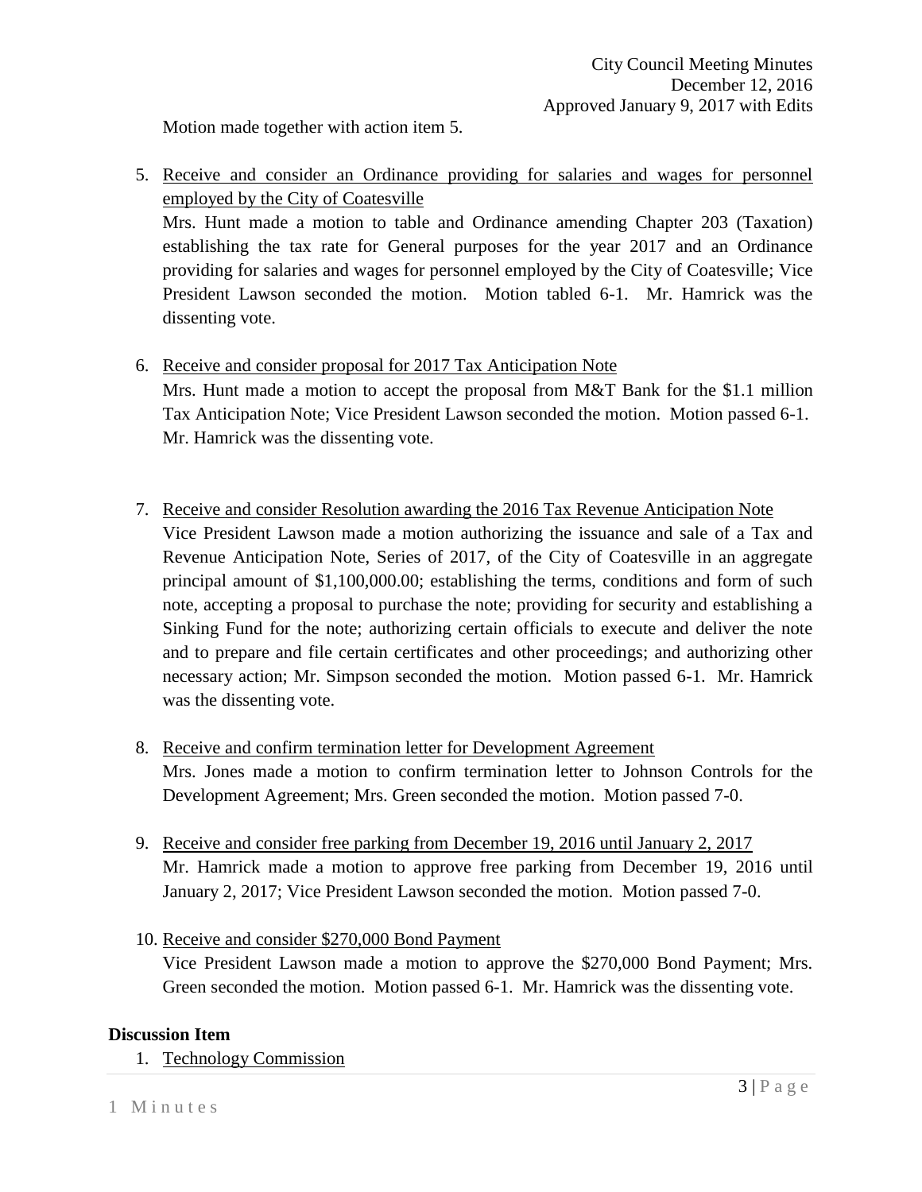Motion made together with action item 5.

5. Receive and consider an Ordinance providing for salaries and wages for personnel employed by the City of Coatesville
   Mrs. Hunt made a motion to table and Ordinance amending Chapter 203 (Taxation) establishing the tax rate for General purposes for the year 2017 and an Ordinance providing for salaries and wages for personnel employed by the City of Coatesville; Vice President Lawson seconded the motion. Motion tabled 6-1. Mr. Hamrick was the dissenting vote.

6. Receive and consider proposal for 2017 Tax Anticipation Note
   Mrs. Hunt made a motion to accept the proposal from M&T Bank for the $1.1 million Tax Anticipation Note; Vice President Lawson seconded the motion. Motion passed 6-1. Mr. Hamrick was the dissenting vote.

7. Receive and consider Resolution awarding the 2016 Tax Revenue Anticipation Note
   Vice President Lawson made a motion authorizing the issuance and sale of a Tax and Revenue Anticipation Note, Series of 2017, of the City of Coatesville in an aggregate principal amount of $1,100,000.00; establishing the terms, conditions and form of such note, accepting a proposal to purchase the note; providing for security and establishing a Sinking Fund for the note; authorizing certain officials to execute and deliver the note and to prepare and file certain certificates and other proceedings; and authorizing other necessary action; Mr. Simpson seconded the motion. Motion passed 6-1. Mr. Hamrick was the dissenting vote.

8. Receive and confirm termination letter for Development Agreement
   Mrs. Jones made a motion to confirm termination letter to Johnson Controls for the Development Agreement; Mrs. Green seconded the motion. Motion passed 7-0.

9. Receive and consider free parking from December 19, 2016 until January 2, 2017
   Mr. Hamrick made a motion to approve free parking from December 19, 2016 until January 2, 2017; Vice President Lawson seconded the motion. Motion passed 7-0.

10. Receive and consider $270,000 Bond Payment
    Vice President Lawson made a motion to approve the $270,000 Bond Payment; Mrs. Green seconded the motion. Motion passed 6-1. Mr. Hamrick was the dissenting vote.

**Discussion Item**

1. Technology Commission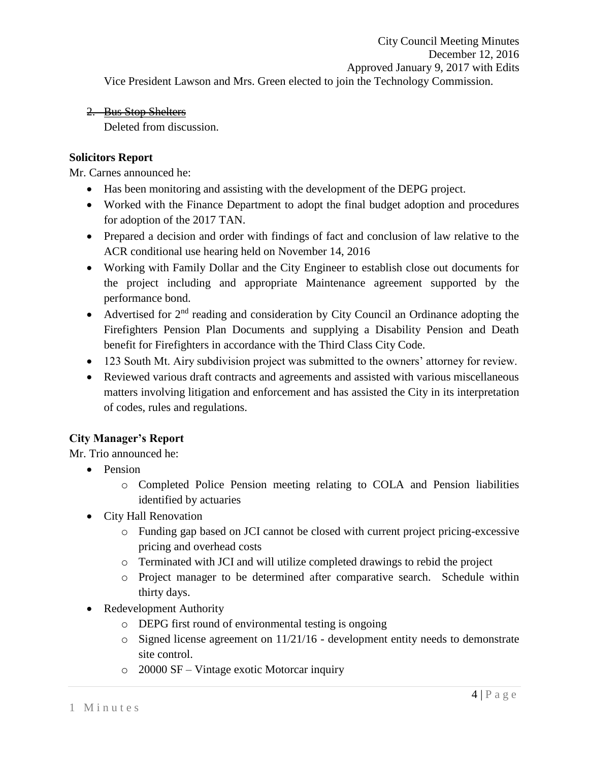Vice President Lawson and Mrs. Green elected to join the Technology Commission.

2. ~~Bus Stop Shelters~~
   Deleted from discussion.

**Solicitors Report**

Mr. Carnes announced he:

- Has been monitoring and assisting with the development of the DEPG project.
- Worked with the Finance Department to adopt the final budget adoption and procedures for adoption of the 2017 TAN.
- Prepared a decision and order with findings of fact and conclusion of law relative to the ACR conditional use hearing held on November 14, 2016
- Working with Family Dollar and the City Engineer to establish close out documents for the project including and appropriate Maintenance agreement supported by the performance bond.
- Advertised for 2nd reading and consideration by City Council an Ordinance adopting the Firefighters Pension Plan Documents and supplying a Disability Pension and Death benefit for Firefighters in accordance with the Third Class City Code.
- 123 South Mt. Airy subdivision project was submitted to the owners' attorney for review.
- Reviewed various draft contracts and agreements and assisted with various miscellaneous matters involving litigation and enforcement and has assisted the City in its interpretation of codes, rules and regulations.

**City Manager's Report**

Mr. Trio announced he:

- Pension
  - Completed Police Pension meeting relating to COLA and Pension liabilities identified by actuaries
- City Hall Renovation
  - Funding gap based on JCI cannot be closed with current project pricing-excessive pricing and overhead costs
  - Terminated with JCI and will utilize completed drawings to rebid the project
  - Project manager to be determined after comparative search. Schedule within thirty days.
- Redevelopment Authority
  - DEPG first round of environmental testing is ongoing
  - Signed license agreement on 11/21/16 - development entity needs to demonstrate site control.
  - 20000 SF – Vintage exotic Motorcar inquiry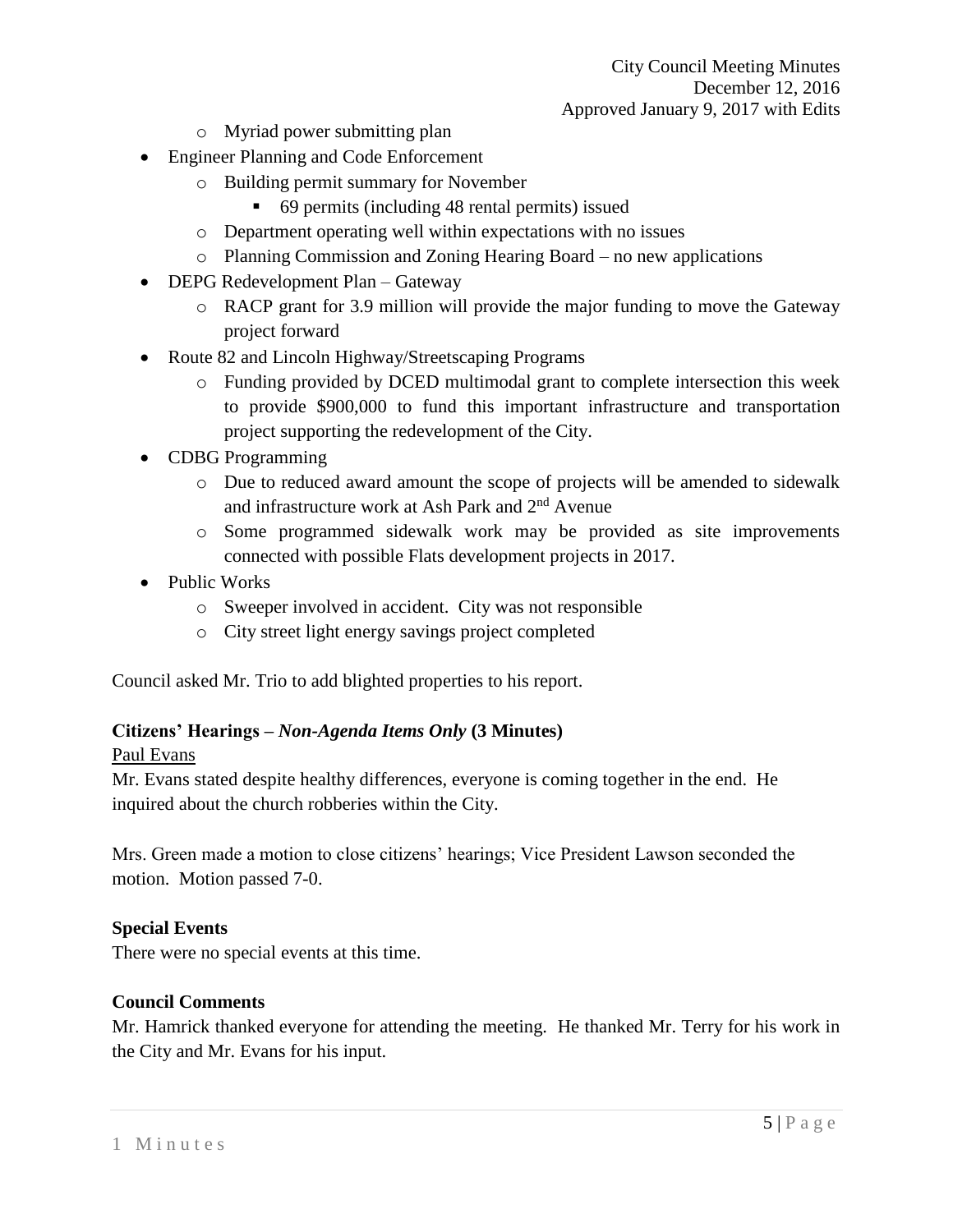- Myriad power submitting plan
- Engineer Planning and Code Enforcement
  - Building permit summary for November
    - 69 permits (including 48 rental permits) issued
  - Department operating well within expectations with no issues
  - Planning Commission and Zoning Hearing Board – no new applications
- DEPG Redevelopment Plan – Gateway
  - RACP grant for 3.9 million will provide the major funding to move the Gateway project forward
- Route 82 and Lincoln Highway/Streetscaping Programs
  - Funding provided by DCED multimodal grant to complete intersection this week to provide $900,000 to fund this important infrastructure and transportation project supporting the redevelopment of the City.
- CDBG Programming
  - Due to reduced award amount the scope of projects will be amended to sidewalk and infrastructure work at Ash Park and 2nd Avenue
  - Some programmed sidewalk work may be provided as site improvements connected with possible Flats development projects in 2017.
- Public Works
  - Sweeper involved in accident. City was not responsible
  - City street light energy savings project completed

Council asked Mr. Trio to add blighted properties to his report.

**Citizens' Hearings – *Non-Agenda Items Only* (3 Minutes)**

Paul Evans

Mr. Evans stated despite healthy differences, everyone is coming together in the end. He inquired about the church robberies within the City.

Mrs. Green made a motion to close citizens' hearings; Vice President Lawson seconded the motion. Motion passed 7-0.

**Special Events**

There were no special events at this time.

**Council Comments**

Mr. Hamrick thanked everyone for attending the meeting. He thanked Mr. Terry for his work in the City and Mr. Evans for his input.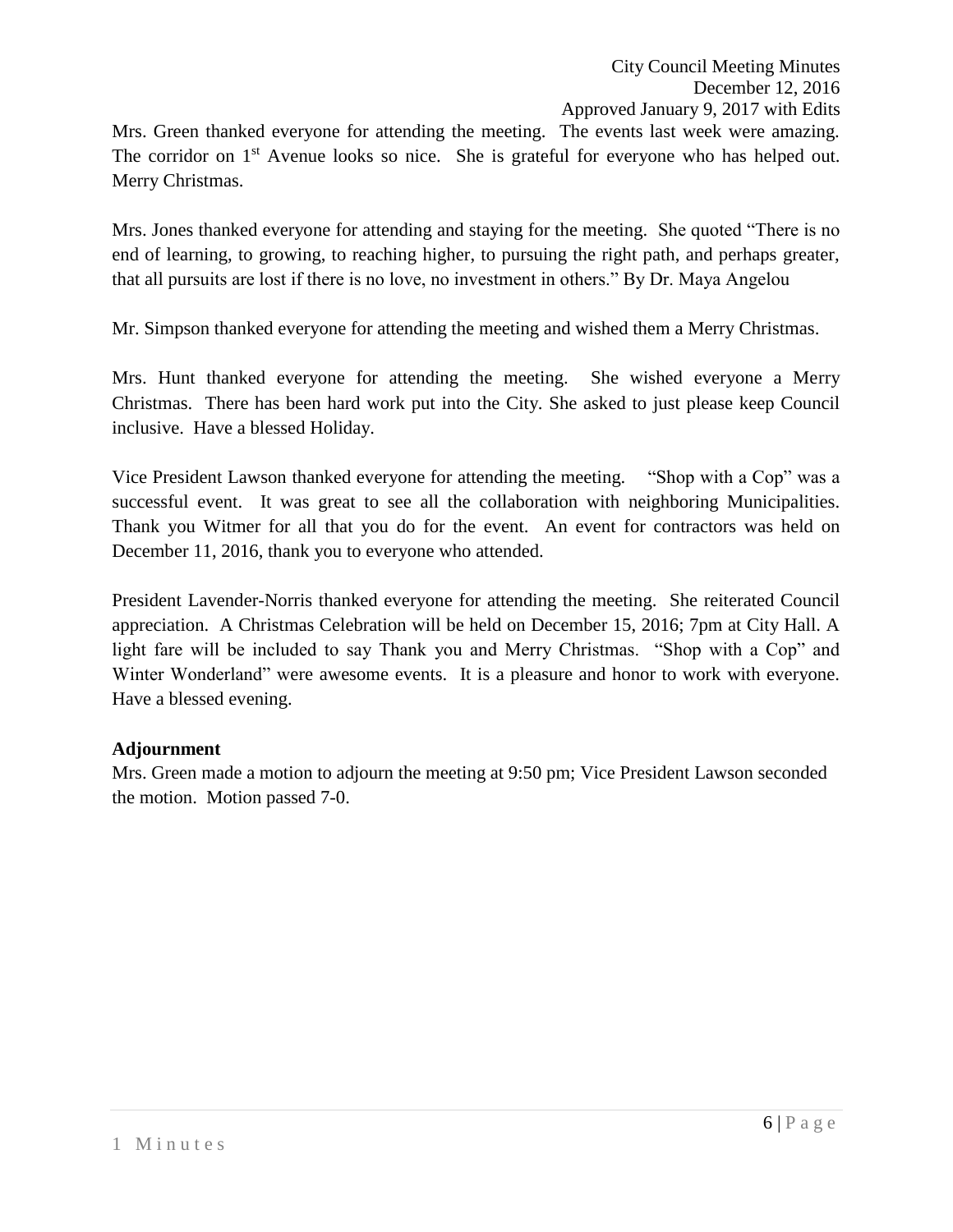Mrs. Green thanked everyone for attending the meeting. The events last week were amazing. The corridor on 1st Avenue looks so nice. She is grateful for everyone who has helped out. Merry Christmas.

Mrs. Jones thanked everyone for attending and staying for the meeting. She quoted "There is no end of learning, to growing, to reaching higher, to pursuing the right path, and perhaps greater, that all pursuits are lost if there is no love, no investment in others." By Dr. Maya Angelou

Mr. Simpson thanked everyone for attending the meeting and wished them a Merry Christmas.

Mrs. Hunt thanked everyone for attending the meeting. She wished everyone a Merry Christmas. There has been hard work put into the City. She asked to just please keep Council inclusive. Have a blessed Holiday.

Vice President Lawson thanked everyone for attending the meeting. "Shop with a Cop" was a successful event. It was great to see all the collaboration with neighboring Municipalities. Thank you Witmer for all that you do for the event. An event for contractors was held on December 11, 2016, thank you to everyone who attended.

President Lavender-Norris thanked everyone for attending the meeting. She reiterated Council appreciation. A Christmas Celebration will be held on December 15, 2016; 7pm at City Hall. A light fare will be included to say Thank you and Merry Christmas. "Shop with a Cop" and Winter Wonderland" were awesome events. It is a pleasure and honor to work with everyone. Have a blessed evening.

**Adjournment**

Mrs. Green made a motion to adjourn the meeting at 9:50 pm; Vice President Lawson seconded the motion. Motion passed 7-0.